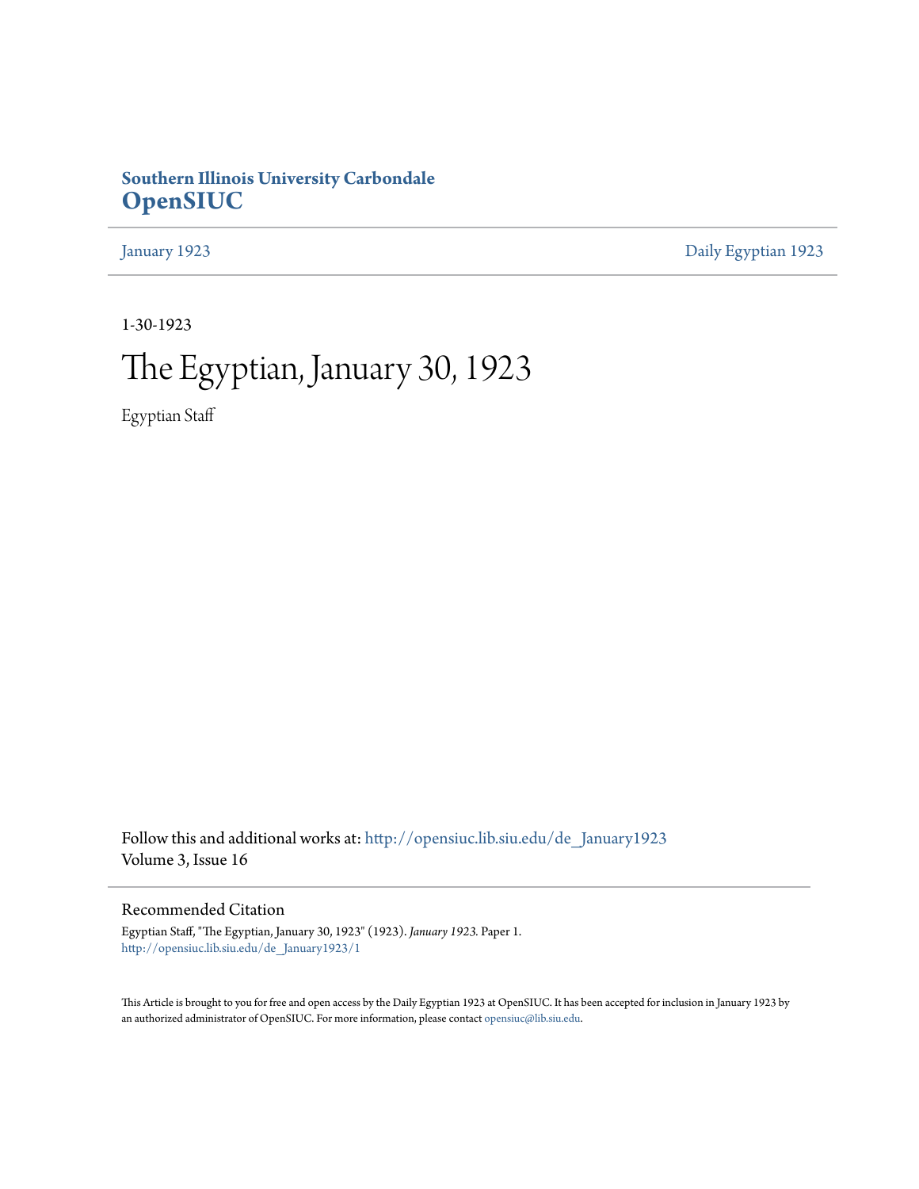**Southern Illinois University Carbondale**
**OpenSIUC**

January 1923 | Daily Egyptian 1923

1-30-1923

# The Egyptian, January 30, 1923

Egyptian Staff

Follow this and additional works at: http://opensiuc.lib.siu.edu/de_January1923
Volume 3, Issue 16

## Recommended Citation

Egyptian Staff, "The Egyptian, January 30, 1923" (1923). *January 1923.* Paper 1.
http://opensiuc.lib.siu.edu/de_January1923/1

This Article is brought to you for free and open access by the Daily Egyptian 1923 at OpenSIUC. It has been accepted for inclusion in January 1923 by an authorized administrator of OpenSIUC. For more information, please contact opensiuc@lib.siu.edu.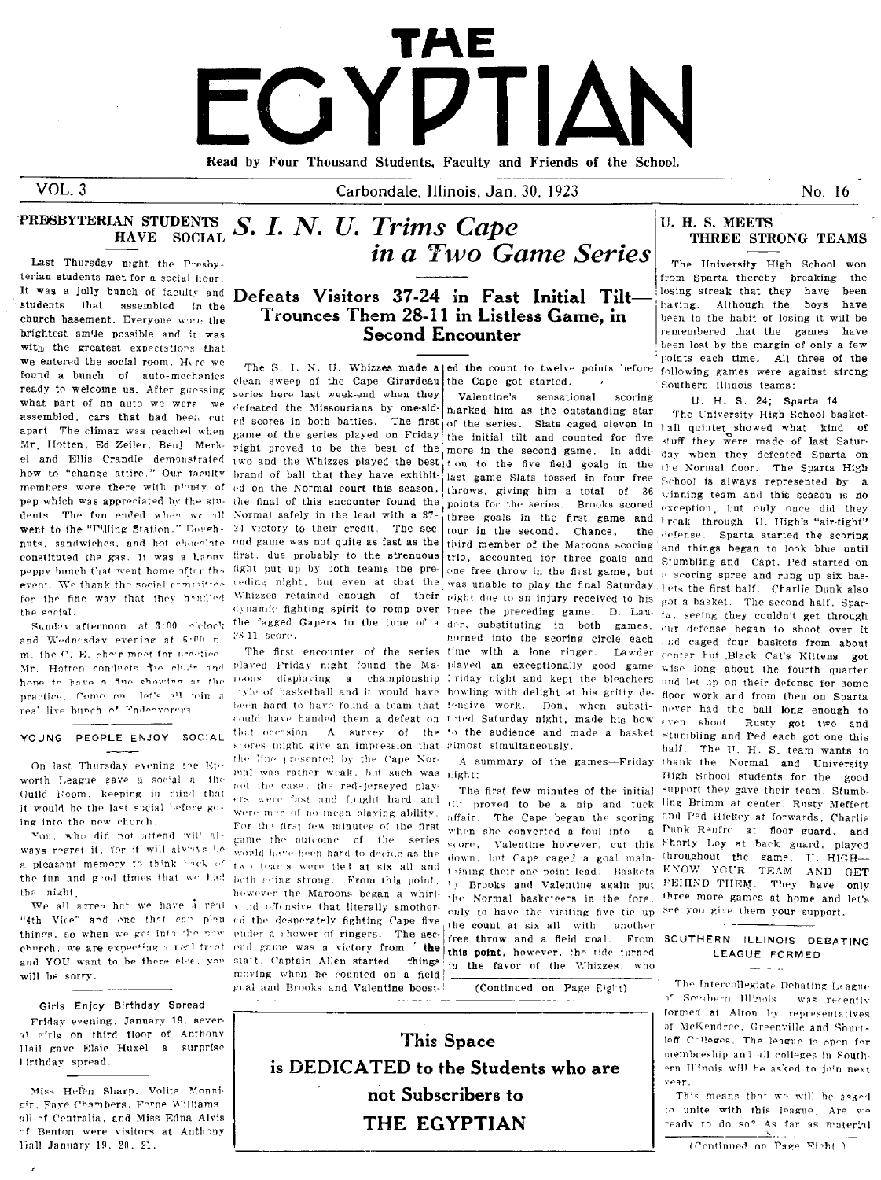# THE EGYPTIAN

Read by Four Thousand Students, Faculty and Friends of the School.

VOL. 3 — Carbondale, Illinois, Jan. 30, 1923 — No. 16

## PRESBYTERIAN STUDENTS HAVE SOCIAL

Last Thursday night the Presbyterian students met for a social hour. It was a jolly bunch of faculty and students that assembled in the church basement. Everyone wore the brightest smile possible and it was with the greatest expectations that we entered the social room. Here we found a bunch of auto-mechanics ready to welcome us. After guessing what part of an auto we were we assembled, cars that had been cut apart. The climax was reached when Mr. Hotten, Ed Zeiler, Benj. Merkel and Ellis Crandle demonstrated how to "change attire." Our faculty members were there with plenty of pep which was appreciated by the students. The fun ended when we all went to the "Filling Station." Doughnuts, sandwiches, and hot chocolate constituted the gas. It was a happy peppy bunch that went home after the event. We thank the social committee for the fine way that they handled the social.

Sunday afternoon at 3:00 o'clock and Wednesday evening at 6:00 p. m. the C. E. choir meet for practice. Mr. Hotten conducts the choir and hope to have a fine showing at the practice. Come on, let's all join a real live bunch of Endeavorers.

## YOUNG PEOPLE ENJOY SOCIAL

On last Thursday evening the Epworth League gave a social in the Guild Room, keeping in mind that it would be the last social before going into the new church.

You, who did not attend will always regret it, for it will always be a pleasant memory to think back of the fun and good times that we had that night.

We all agree that we have a real "4th Vice" and one that can plan things, so when we get into the new church, we are expecting a real treat and YOU want to be there else, you will be sorry.

### Girls Enjoy Birthday Spread

Friday evening, January 19, several girls on third floor of Anthony Hall gave Elsie Huxel a surprise birthday spread.

Miss Helen Sharp, Volita Monnigir, Faye Chambers, Ferne Williams, all of Centralia, and Miss Edna Alvis of Benton were visitors at Anthony Hall January 19, 20, 21.

## *S. I. N. U. Trims Cape in a Two Game Series*

### Defeats Visitors 37-24 in Fast Initial Tilt— Trounces Them 28-11 in Listless Game, in Second Encounter

The S. I. N. U. Whizzes made a clean sweep of the Cape Girardeau series here last week-end when they defeated the Missourians by one-sided scores in both battles. The first game of the series played on Friday night proved to be the best of the two and the Whizzes played the best brand of ball that they have exhibited on the Normal court this season, the final of this encounter found the Normal safely in the lead with a 37-24 victory to their credit. The second game was not quite as fast as the first, due probably to the strenuous fight put up by both teams the preceding night, but even at that the Whizzes retained enough of their dynamic fighting spirit to romp over the fagged Gapers to the tune of a 28-11 score.

The first encounter of the series played Friday night found the Maroons displaying a championship style of basketball and it would have been hard to have found a team that could have handed them a defeat on that occasion. A survey of the scores might give an impression that the line presented by the Cape Normal was rather weak, but such was not the case, the red-jerseyed players were fast and fought hard and were men of no mean playing ability. For the first few minutes of the first game the outcome of the series would have been hard to decide as the two teams were tied at six all and both going strong. From this point, however the Maroons began a whirlwind offensive that literally smothered the desperately fighting Cape five under a shower of ringers. The second game was a victory from the start. Captain Allen started things moving when he counted on a field goal and Brooks and Valentine boosted the count to twelve points before the Cape got started.

Valentine's sensational scoring marked him as the outstanding star of the series. Slats caged eleven in the initial tilt and counted for five more in the second game. In addition to the five field goals in the last game Slats tossed in four free throws, giving him a total of 36 points for the series. Brooks scored three goals in the first game and four in the second. Chance, the third member of the Maroons scoring trio, accounted for three goals and one free throw in the first game, but was unable to play the final Saturday night due to an injury received to his knee the preceding game. D. Lauder, substituting in both games, horned into the scoring circle each time with a lone ringer. Lawder played an exceptionally good game Friday night and kept the bleachers howling with delight at his gritty defensive work. Don, when substituted Saturday night, made his bow to the audience and made a basket almost simultaneously.

A summary of the games—Friday night:

The first few minutes of the initial tilt proved to be a nip and tuck affair. The Cape began the scoring when she converted a foul into a score. Valentine however, cut this down, but Cape caged a goal maintaining their one point lead. Baskets by Brooks and Valentine again put the Normal basketeers in the fore, only to have the visiting five tie up the count at six all with another free throw and a field goal. From this point, however, the tide turned in the favor of the Whizzes, who

(Continued on Page Eight)

**This Space is DEDICATED to the Students who are not Subscribers to THE EGYPTIAN**

## U. H. S. MEETS THREE STRONG TEAMS

The University High School won from Sparta thereby breaking the losing streak that they have been having. Although the boys have been in the habit of losing it will be remembered that the games have been lost by the margin of only a few points each time. All three of the following games were against strong Southern Illinois teams:

### U. H. S. 24; Sparta 14

The University High School basketball quintet showed what kind of stuff they were made of last Saturday when they defeated Sparta on the Normal floor. The Sparta High School is always represented by a winning team and this season is no exception, but only once did they break through U. High's "air-tight" defense. Sparta started the scoring and things began to look blue until Stumbling and Capt. Ped started on a scoring spree and rung up six baskets the first half. Charlie Dunk also got a basket. The second half, Sparta, seeing they couldn't get through our defense began to shoot over it and caged four baskets from about center but Black Cat's Kittens got wise long about the fourth quarter and let up on their defense for some floor work and from then on Sparta never had the ball long enough to even shoot. Rusty got two and Stumbling and Ped each got one this half. The U. H. S. team wants to thank the Normal and University High School students for the good support they gave their team. Stumbling Brimm at center, Rusty Meffert and Ped Hickey at forwards, Charlie Dunk Renfro at floor guard, and Shorty Loy at back guard, played throughout the game. U. HIGH—KNOW YOUR TEAM AND GET BEHIND THEM. They have only three more games at home and let's see you give them your support.

## SOUTHERN ILLINOIS DEBATING LEAGUE FORMED

The Intercollegiate Debating League of Southern Illinois was recently formed at Alton by representatives of McKendree, Greenville and Shurtleff Colleges. The league is open for membership and all colleges in Southern Illinois will be asked to join next year.

This means that we will be asked to unite with this league. Are we ready to do so? As far as material

(Continued on Page Eight)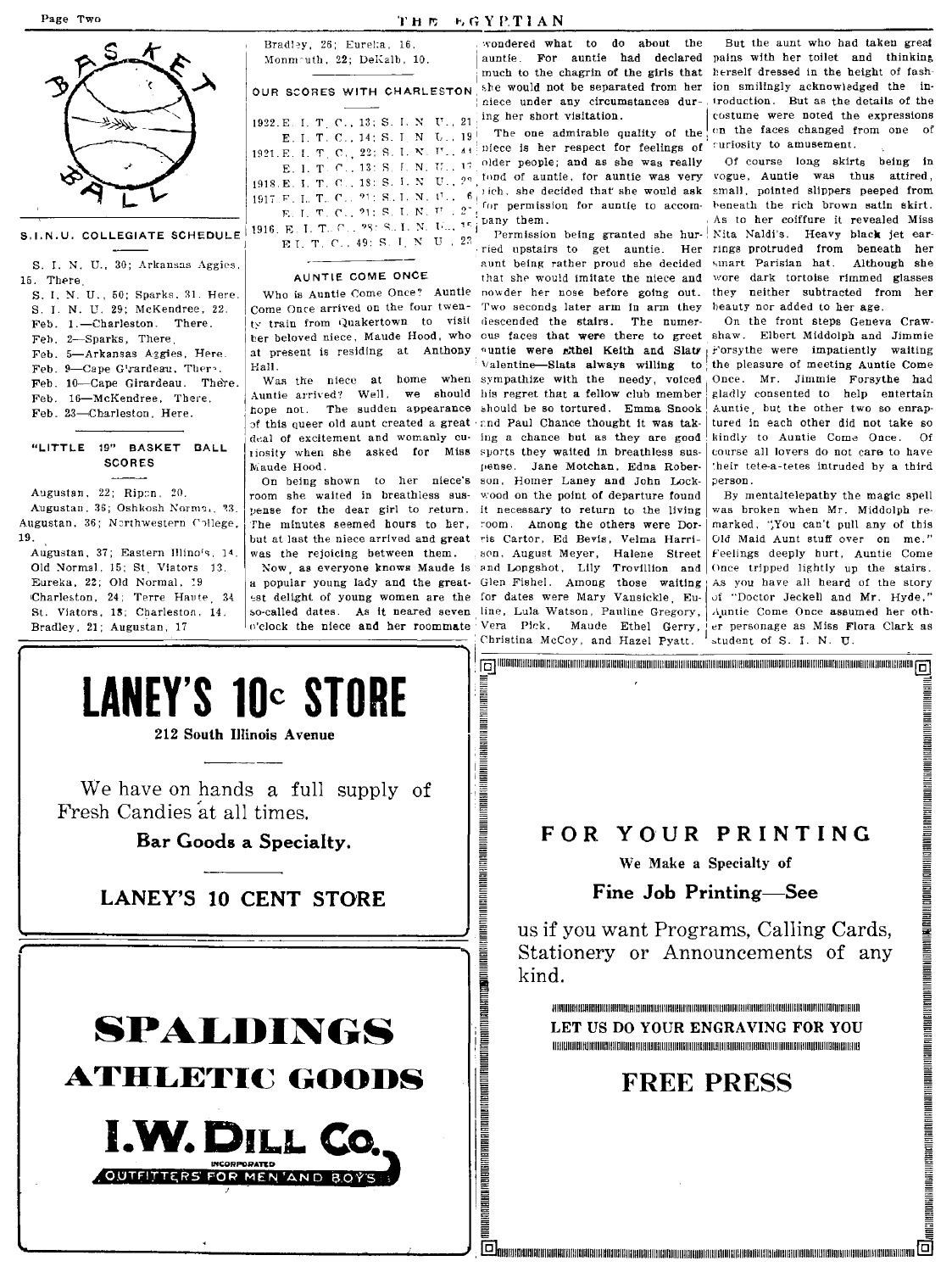BASKET BALL

## S.I.N.U. COLLEGIATE SCHEDULE

S. I. N. U., 30; Arkansas Aggies, 15. There.
S. I. N. U., 50; Sparks, 31. Here.
S. I. N. U. 29; McKendree, 22.
Feb. 1.—Charleston. There.
Feb. 2—Sparks, There.
Feb. 5—Arkansas Aggies, Here.
Feb. 9—Cape G'rardeau. There.
Feb. 10—Cape Girardeau. There.
Feb. 16—McKendree, There.
Feb. 23—Charleston, Here.

## "LITTLE 19" BASKET BALL SCORES

Augustan, 22; Ripon, 20.
Augustan, 36; Oshkosh Normal, 23.
Augustan, 36; Northwestern College, 19.
Augustan, 37; Eastern Illinois, 14.
Old Normal, 15; St. Viators 13.
Eureka, 22; Old Normal, 19
Charleston, 24; Terre Haute, 34
St. Viators, 18; Charleston, 14.
Bradley, 21; Augustan, 17
Bradley, 26; Eureka, 16.
Monmouth, 22; DeKalb, 10.

## OUR SCORES WITH CHARLESTON

1922. E. I. T. C., 13; S. I. N. U., 21
E. I. T. C., 14; S. I. N. U., 19
1921. E. I. T. C., 22; S. I. N. U., 44
E. I. T. C., 13; S. I. N. U., 17
1918. E. I. T. C., 18; S. I. N. U., 29
1917. E. I. T. C., 21; S. I. N. U., 6
E. I. T. C., 21; S. I. N. U., 27
1916. E. I. T. C., 28; S. I. N. U., 15
E. I. T. C., 49; S. I. N. U., 23

## AUNTIE COME ONCE

Who is Auntie Come Once? Auntie Come Once arrived on the four twenty train from Quakertown to visit her beloved niece, Maude Hood, who at present is residing at Anthony Hall.

Was the niece at home when Auntie arrived? Well, we should hope not. The sudden appearance of this queer old aunt created a great deal of excitement and womanly curiosity when she asked for Miss Maude Hood.

On being shown to her niece's room she waited in breathless suspense for the dear girl to return. The minutes seemed hours to her, but at last the niece arrived and great was the rejoicing between them.

Now, as everyone knows Maude is a popular young lady and the greatest delight of young women are the so-called dates. As it neared seven o'clock the niece and her roommate wondered what to do about the auntie. For auntie had declared much to the chagrin of the girls that she would not be separated from her niece under any circumstances during her short visitation.

The one admirable quality of the niece is her respect for feelings of older people; and as she was really fond of auntie, for auntie was very rich, she decided that she would ask for permission for auntie to accompany them.

Permission being granted she hurried upstairs to get auntie. Her aunt being rather proud she decided that she would imitate the niece and powder her nose before going out. Two seconds later arm in arm they descended the stairs. The numerous faces that were there to greet auntie were Ethel Keith and Slats Valentine—Slats always willing to sympathize with the needy, voiced his regret that a fellow club member should be so tortured. Emma Snook and Paul Chance thought it was taking a chance but as they are good sports they waited in breathless suspense. Jane Motchan, Edna Roberson, Homer Laney and John Lockwood on the point of departure found it necessary to return to the living room. Among the others were Doris Cartor, Ed Bevis, Velma Harrison, August Meyer, Halene Street and Longshot, Lily Trovillion and Glen Fishel. Among those waiting for dates were Mary Vansickle, Euline, Lula Watson, Pauline Gregory, Vera Pick, Maude Ethel Gerry, Christina McCoy, and Hazel Pyatt.

But the aunt who had taken great pains with her toilet and thinking herself dressed in the height of fashion smilingly acknowledged the introduction. But as the details of the costume were noted the expressions on the faces changed from one of curiosity to amusement.

Of course long skirts being in vogue, Auntie was thus attired, small, pointed slippers peeped from beneath the rich brown satin skirt. As to her coiffure it revealed Miss Nita Naldi's. Heavy black jet earrings protruded from beneath her smart Parisian hat. Although she wore dark tortoise rimmed glasses they neither subtracted from her beauty nor added to her age.

On the front steps Geneva Crawshaw. Elbert Middolph and Jimmie Forsythe were impatiently waiting the pleasure of meeting Auntie Come Once. Mr. Jimmie Forsythe had gladly consented to help entertain Auntie, but the other two so enraptured in each other did not take so kindly to Auntie Come Once. Of course all lovers do not care to have their tete-a-tetes intruded by a third person.

By mentaltelepathy the magic spell was broken when Mr. Middolph remarked, "You can't pull any of this Old Maid Aunt stuff over on me." Feelings deeply hurt, Auntie Come Once tripped lightly up the stairs. As you have all heard of the story of "Doctor Jeckell and Mr. Hyde," Auntie Come Once assumed her other personage as Miss Flora Clark as student of S. I. N. U.

---

# LANEY'S 10c STORE

**212 South Illinois Avenue**

We have on hands a full supply of Fresh Candies at all times.

**Bar Goods a Specialty.**

**LANEY'S 10 CENT STORE**

---

# SPALDINGS ATHLETIC GOODS

**I. W. DILL CO.**
INCORPORATED
OUTFITTERS FOR MEN AND BOYS

---

**FOR YOUR PRINTING**

**We Make a Specialty of**

**Fine Job Printing—See**

us if you want Programs, Calling Cards, Stationery or Announcements of any kind.

**LET US DO YOUR ENGRAVING FOR YOU**

**FREE PRESS**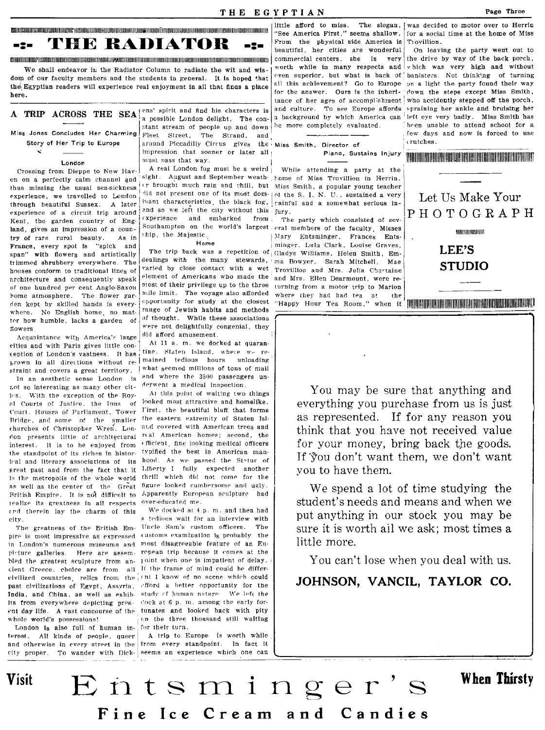# THE RADIATOR

We shall endeavor in the Radiator Column to radiate the wit and wisdom of our faculty members and the students in general. It is hoped that the Egyptian readers will experience real enjoyment in all that finds a place here.

## A TRIP ACROSS THE SEA

### Miss Jones Concludes Her Charming Story of Her Trip to Europe

#### London

Crossing from Dieppe to New Haven on a perfectly calm channel and thus missing the usual sea-sickness experience, we travelled to London through beautiful Sussex. A later experience of a circuit trip around Kent, the garden country of England, gives an impression of a country of rare rural beauty. As in France, every spot is "spick and span" with flowers and artistically trimmed shrubbery everywhere. The houses conform to traditional lines of architecture and consequently speak of one hundred per cent Anglo-Saxon home atmosphere. The flower garden kept by skilled hands is everywhere. No English home, no matter how humble, lacks a garden of flowers.

Acquaintance with America's large cities and with Paris gives little conception of London's vastness. It has grown in all directions without restraint and covers a great territory.

In an aesthetic sense London is not so interesting as many other cities. With the exception of the Royal Courts of Justice, the Inns of Court, Houses of Parliament, Tower Bridge, and some of the smaller churches of Christopher Wren, London presents little of architectural interest. It is to be enjoyed from the standpoint of its riches in historical and literary associations of its great past and from the fact that it is the metropolis of the whole world as well as the center of the Great British Empire. It is not difficult to realize its greatness in all respects and therein lay the charm of this city.

The greatness of the British Empire is most impressive as expressed in London's numerous museums and picture galleries. Here are assembled the greatest sculpture from ancient Greece, choice are from all civilized countries, relics from the past civilizations of Egypt, Assyria, India, and China, as well as exhibits from everywhere depicting present day life. A vast concourse of the whole world's possessions!

London is also full of human interest. All kinds of people, queer and otherwise in every street in the city proper. To wander with Dickens' spirit and find his characters is a possible London delight. The constant stream of people up and down Fleet Street, The Strand, and around Piccadilly Circus gives the impression that sooner or later all must pass that way.

A real London fog must be a weird sight. August and September weather brought much rain and chill, but did not present one of its most dominant characteristics, the black fog, and so we left the city without this experience and embarked from Southampton on the world's largest ship, the Majestic.

#### Home

The trip back was a repetition of dealings with the many stewards, varied by close contact with a wet element of Americans who made the most of their privilege up to the three mile limit. The voyage also afforded opportunity for study at the closest range of Jewish habits and methods of thought. While these associations were not delightfully congenial, they did afford amusement.

At 11 a. m. we docked at quarantine, Staten Island, where we remained tedious hours unloading what seemed millions of tons of mail and where the 3500 passengers underwent a medical inspection.

At this point of waiting two things looked most attractive and homelike. First, the beautiful bluff that forms the eastern extremity of Staten Island covered with American trees and real American homes; second, the efficient, fine looking medical officers typified the best in American manhood. As we passed the Statue of Liberty I fully expected another thrill which did not come for the figure looked cumbersome and ugly. Apparently European sculpture had over-educated me.

We docked at 4 p. m. and then had a tedious wait for an interview with Uncle Sam's custom officers. The customs examination is probably the most disagreeable feature of an European trip because it comes at the point when one is impatient of delay. If the frame of mind could be different I know of no scene which could afford a better opportunity for the study of human nature. We left the dock at 6 p. m. among the early fortunates and looked back with pity on the three thousand still waiting for their turn.

A trip to Europe is worth while from every standpoint. In fact it seems an experience which one can little afford to miss. The slogan, "See America First," seems shallow. From the physical side America is beautiful, her cities are wonderful commercial centers, she is very worth while in many respects and even superior, but what is back of all this achievement? Go to Europe for the answer. Ours is the inheritance of her ages of accomplishment and culture. To see Europe affords a background by which America can be more completely evaluated.

## Miss Smith, Director of Piano, Sustains Injury

While attending a party at the home of Miss Trovillion in Herrin, Miss Smith, a popular young teacher of the S. I. N. U., sustained a very painful and a somewhat serious injury.

The party which consisted of several members of the faculty, Misses Mary Entsminger, Frances Entsminger, Lulu Clark, Louise Graves, Gladys Williams, Helen Smith, Emma Bowyer, Sarah Mitchell, Mae Trovillion and Mrs. Julia Chastaine and Mrs. Ellen Dearmount, were returning from a motor trip to Marion where they had had tea at the "Happy Hour Tea Room," when it was decided to motor over to Herrin for a social time at the home of Miss Trovillion.

On leaving the party went out to the drive by way of the back porch, which was very high and without banisters. Not thinking of turning on a light the party found their way down the steps except Miss Smith, who accidently stepped off the porch, spraining her ankle and bruising her left eye very badly. Miss Smith has been unable to attend school for a few days and now is forced to use crutches.

---

Let Us Make Your

PHOTOGRAPH

**LEE'S STUDIO**

---

You may be sure that anything and everything you purchase from us is just as represented. If for any reason you think that you have not received value for your money, bring back the goods. If you don't want them, we don't want you to have them.

We spend a lot of time studying the student's needs and means and when we put anything in our stock you may be sure it is worth all we ask; most times a little more.

You can't lose when you deal with us.

**JOHNSON, VANCIL, TAYLOR CO.**

---

**Visit Entsminger's When Thirsty**

**Fine Ice Cream and Candies**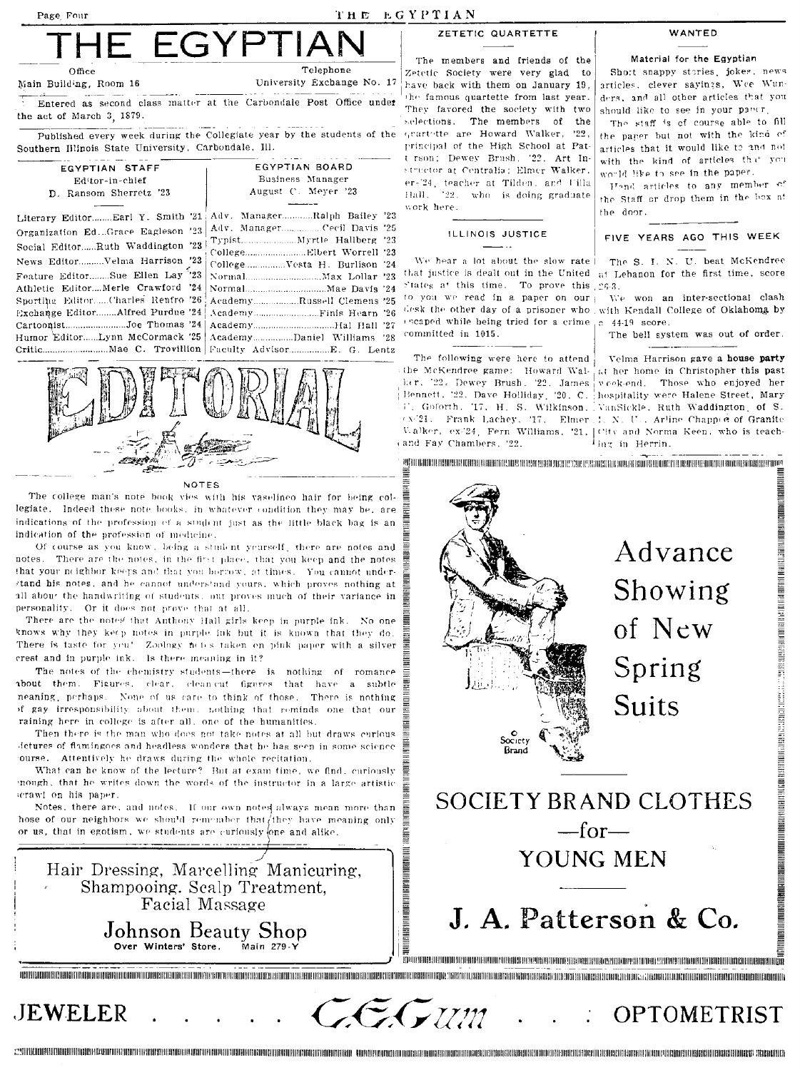# THE EGYPTIAN

Office
Main Building, Room 16

Telephone
University Exchange No. 17

Entered as second class matter at the Carbondale Post Office under the act of March 3, 1879.

Published every week during the Collegiate year by the students of the Southern Illinois State University, Carbondale, Ill.

| EGYPTIAN STAFF | EGYPTIAN BOARD |
|---|---|
| Editor-in-chief | Business Manager |
| D. Ransom Sherretz '23 | August C. Meyer '23 |
| Literary Editor........Earl Y. Smith '21 | Adv. Manager..........Ralph Bailey '23 |
| Organization Ed...Grace Eagleson '23 | Adv. Manager..............Cecil Davis '25 |
| Social Editor......Ruth Waddington '23 | Typist..................Myrtle Hallberg '23 |
| News Editor.........Velma Harrison '23 | College.....................Elbert Worrell '23 |
| Feature Editor........Sue Ellen Lay '23 | College..............Vesta H. Burlison '24 |
| Athletic Editor....Merle Crawford '24 | Normal..............................Max Lollar '23 |
| Sporting Editor.....Charles Renfro '26 | Normal..............................Mae Davis '24 |
| Exchange Editor........Alfred Purdue '24 | Academy..................Russell Clemens '25 |
| Cartoonist.......................Joe Thomas '24 | Academy..........................Finis Hearn '26 |
| Humor Editor......Lynn McCormack '25 | Academy..................................Hal Hall '27 |
| Critic.........................Mae C. Trovillion | Academy................Daniel Williams '28 |
| | Faculty Advisor................E. G. Lentz |

## EDITORIAL

### NOTES

The college man's note book vies with his vaselineo hair for being collegiate. Indeed these note books, in whatever condition they may be, are indications of the profession of a student just as the little black bag is an indication of the profession of medicine.

Of course as you know, being a student yourself, there are notes and notes. There are the notes, in the first place, that you keep and the notes that your neighbor keeps and that you borrow, at times. You cannot understand his notes, and he cannot understand yours, which proves nothing at all about the handwriting of students, but proves much of their variance in personality. Or it does not prove that at all.

There are the notes that Anthony Hall girls keep in purple ink. No one knows why they keep notes in purple ink but it is known that they do. There is taste for you! Zoology notes taken on pink paper with a silver crest and in purple ink. Is there meaning in it?

The notes of the chemistry students—there is nothing of romance about them. Figures, clear, clean-cut figures that have a subtle meaning, perhaps. None of us care to think of those. There is nothing of gay irresponsibility about them, nothing that reminds one that our training here in college is after all, one of the humanities.

Then there is the man who does not take notes at all but draws curious pictures of flamingoes and headless wonders that he has seen in some science course. Attentively he draws during the whole recitation.

What can he know of the lecture? But at exam time, we find, curiously enough, that he writes down the words of the instructor in a large artistic scrawl on his paper.

Notes, there are, and notes. If our own notes always mean more than those of our neighbors we should remember that they have meaning only for us, that in egotism, we students are curiously one and alike.

### ZETETIC QUARTETTE

The members and friends of the Zetetic Society were very glad to have back with them on January 19, the famous quartette from last year. They favored the society with two selections. The members of the quartette are Howard Walker, '22, principal of the High School at Patterson; Dewey Brush, '22, Art Instructor at Centralia; Elmer Walker, ex-'24, teacher at Tilden, and Tilla Hall, '22, who is doing graduate work here.

### ILLINOIS JUSTICE

We hear a lot about the slow rate that justice is dealt out in the United States at this time. To prove this to you we read in a paper on our desk the other day of a prisoner who escaped while being tried for a crime committed in 1915.

The following were here to attend the McKendree game: Howard Walker, '22, Dewey Brush, '22, James Bennett, '22, Dave Holliday, '20, C. F. Goforth, '17, H. S. Wilkinson, ex-'21, Frank Lachey, '17, Elmer Walker, ex-'24, Fern Williams, '21, and Fay Chambers, '22.

### WANTED

**Material for the Egyptian**

Short snappy stories, jokes, news articles, clever sayings, Wee Wunders, and all other articles that you should like to see in your paper.

The staff is of course able to fill the paper but not with the kind of articles that it would like to and not with the kind of articles that you would like to see in the paper.

Hand articles to any member of the Staff or drop them in the box at the door.

### FIVE YEARS AGO THIS WEEK

The S. I. N. U. beat McKendree at Lebanon for the first time, score 26-3.

We won an inter-sectional clash with Kendall College of Oklahoma by a 44-19 score.

The bell system was out of order.

Velma Harrison gave a house party at her home in Christopher this past week-end. Those who enjoyed her hospitality were Halene Street, Mary VanSickle, Ruth Waddington, of S. I. N. U., Arline Chapple of Granite City and Norma Keen, who is teaching in Herrin.

---

Advance Showing of New Spring Suits

Society Brand

SOCIETY BRAND CLOTHES —for— YOUNG MEN

J. A. Patterson & Co.

---

Hair Dressing, Marcelling Manicuring, Shampooing, Scalp Treatment, Facial Massage

Johnson Beauty Shop
Over Winters' Store. Main 279-Y

---

JEWELER . . . . C. E. Gum . . . OPTOMETRIST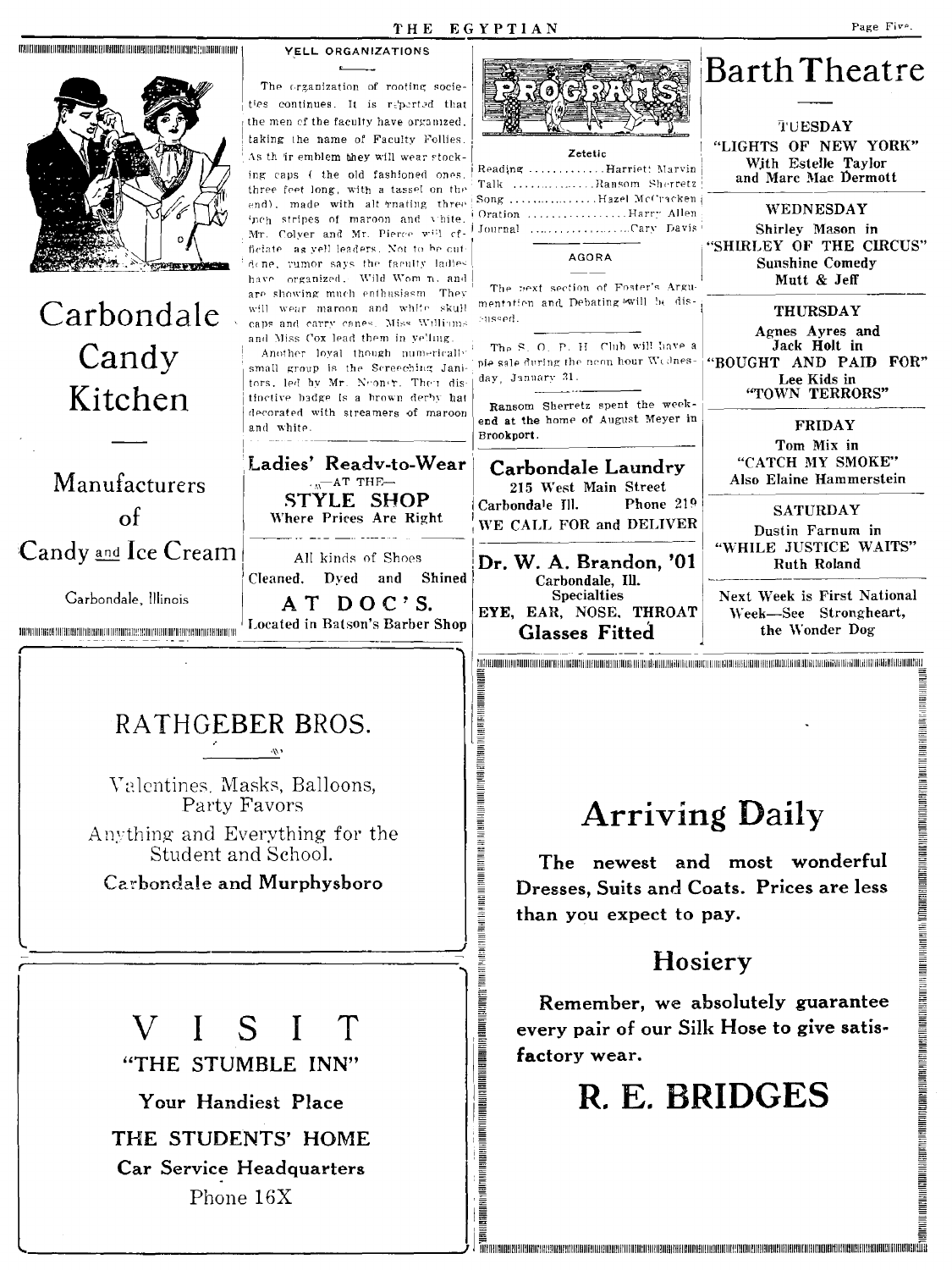Carbondale Candy Kitchen

Manufacturers of Candy and Ice Cream

Carbondale, Illinois

## YELL ORGANIZATIONS

The organization of rooting societies continues. It is reported that the men of the faculty have organized, taking the name of Faculty Follies. As their emblem they will wear stocking caps (the old fashioned ones, three feet long, with a tassel on the end), made with alternating three inch stripes of maroon and white. Mr. Colyer and Mr. Pierce will officiate as yell leaders. Not to be outdone, rumor says the faculty ladies have organized. Wild Women, and are showing much enthusiasm. They will wear maroon and white skull caps and carry canes. Miss Williams and Miss Cox lead them in yelling.

Another loyal though numerically small group is the Screeching Janitors, led by Mr. Noonty. Their distinctive badge is a brown derby hat decorated with streamers of maroon and white.

**Ladies' Ready-to-Wear**
—AT THE—
**STYLE SHOP**
Where Prices Are Right

All kinds of Shoes
Cleaned, Dyed and Shined
**AT DOC'S.**
Located in Batson's Barber Shop

## PROGRAMS

### Zetetic

Reading ............ Harriet Marvin
Talk ............ Ransom Sherretz
Song ............ Hazel McCracken
Oration ............ Harry Allen
Journal ............ Cary Davis

### AGORA

The next section of Foster's Argumentation and Debating will be discussed.

The S. O. P. H. Club will have a pie sale during the noon hour Wednesday, January 31.

Ransom Sherretz spent the week-end at the home of August Meyer in Brookport.

**Carbondale Laundry**
215 West Main Street
Carbondale Ill. Phone 219
WE CALL FOR and DELIVER

**Dr. W. A. Brandon, '01**
Carbondale, Ill.
Specialties
EYE, EAR, NOSE, THROAT
**Glasses Fitted**

# Barth Theatre

**TUESDAY**
"LIGHTS OF NEW YORK"
With Estelle Taylor and Marc Mac Dermott

**WEDNESDAY**
Shirley Mason in
"SHIRLEY OF THE CIRCUS"
Sunshine Comedy
Mutt & Jeff

**THURSDAY**
Agnes Ayres and Jack Holt in
"BOUGHT AND PAID FOR"
Lee Kids in
"TOWN TERRORS"

**FRIDAY**
Tom Mix in
"CATCH MY SMOKE"
Also Elaine Hammerstein

**SATURDAY**
Dustin Farnum in
"WHILE JUSTICE WAITS"
Ruth Roland

Next Week is First National Week—See Strongheart, the Wonder Dog

## RATHGEBER BROS.

Valentines, Masks, Balloons, Party Favors
Anything and Everything for the Student and School.
**Carbondale and Murphysboro**

# V I S I T
"THE STUMBLE INN"
**Your Handiest Place**
**THE STUDENTS' HOME**
**Car Service Headquarters**
Phone 16X

# Arriving Daily

**The newest and most wonderful Dresses, Suits and Coats. Prices are less than you expect to pay.**

## Hosiery

**Remember, we absolutely guarantee every pair of our Silk Hose to give satisfactory wear.**

# R. E. BRIDGES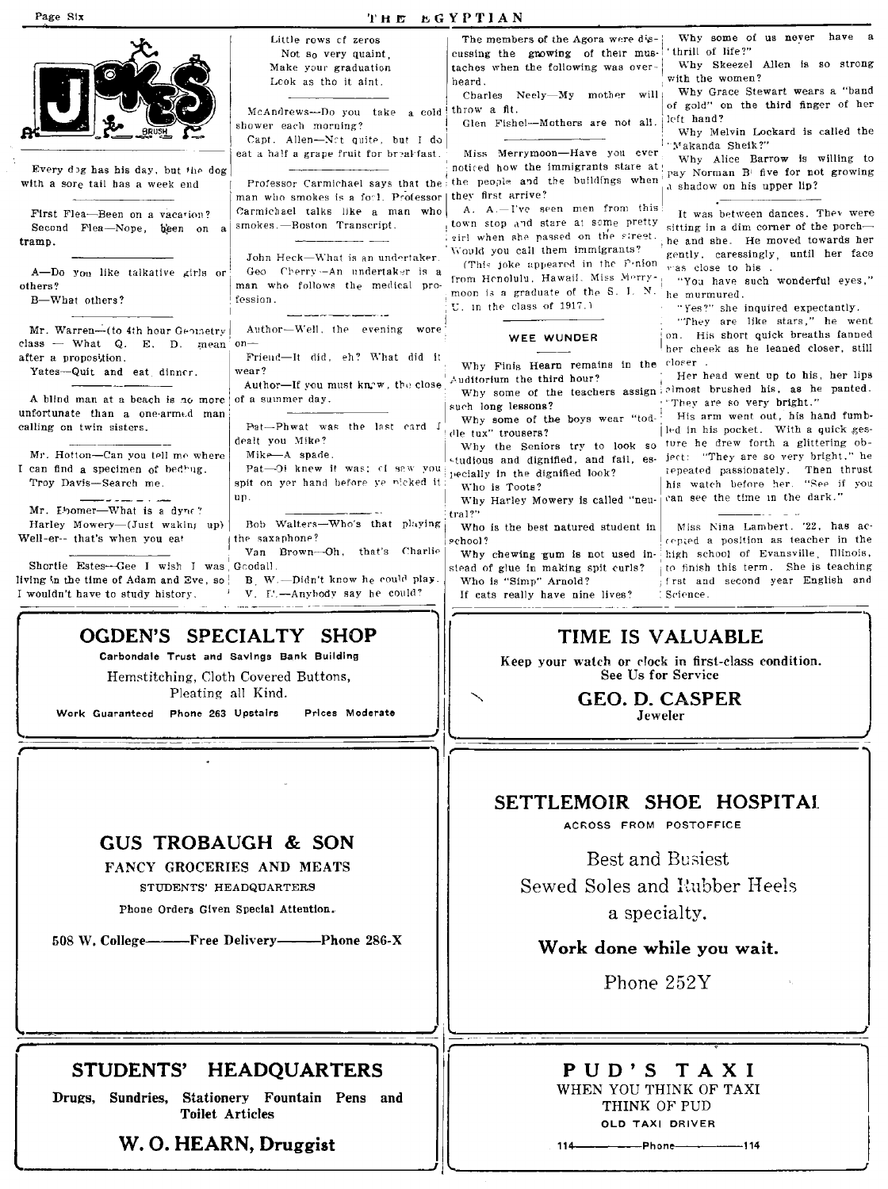# JOKES

Every dog has his day, but the dog with a sore tail has a week end

---

First Flea—Been on a vacation?

Second Flea—Nope, been on a tramp.

---

A—Do you like talkative girls or others?

B—What others?

---

Mr. Warren—(to 4th hour Geometry class — What Q. E. D. mean after a proposition.

Yates—Quit and eat dinner.

---

A blind man at a beach is no more unfortunate than a one-armed man calling on twin sisters.

---

Mr. Hotton—Can you tell me where I can find a specimen of bedbug.

Troy Davis—Search me.

---

Mr. Boomer—What is a dyne?

Harley Mowery—(Just waking up) Well-er-- that's when you eat

---

Shortie Estes—Gee I wish I was living in the time of Adam and Eve, so I wouldn't have to study history.

---

Little rows of zeros
Not so very quaint,
Make your graduation
Look as tho it aint.

---

McAndrews—Do you take a cold shower each morning?

Capt. Allen—Not quite, but I do eat a half a grape fruit for breakfast.

---

Professor Carmichael says that the man who smokes is a fool. Professor Carmichael talks like a man who smokes.—Boston Transcript.

---

John Heck—What is an undertaker.

Geo Cherry—An undertaker is a man who follows the medical profession.

---

Author—Well, the evening wore on—

Friend—It did, eh? What did it wear?

Author—If you must know, the close of a summer day.

---

Pat—Phwat was the last card I dealt you Mike?

Mike—A spade.

Pat—Oi knew it was; ol saw you spit on yer hand before ye picked it up.

---

Bob Walters—Who's that playing the saxaphone?

Van Brown—Oh, that's Charlie Goodall.

B. W.—Didn't know he could play.

V. B.—Anybody say he could?

---

The members of the Agora were discussing the growing of their mustachos when the following was overheard.

Charles Neely—My mother will throw a fit.

Glen Fishel—Mothers are not all.

---

Miss Merrymoon—Have you ever noticed how the immigrants stare at the people and the buildings when they first arrive?

A. A.—I've seen men from this town stop and stare at some pretty girl when she passed on the street. Would you call them immigrants?

(This joke appeared in the Union from Honolulu, Hawaii. Miss Merrymoon is a graduate of the S. I. N. U. in the class of 1917.)

---

## WEE WUNDER

Why Finis Hearn remains in the Auditorium the third hour?

Why some of the teachers assign such long lessons?

Why some of the boys wear "toddle tux" trousers?

Why the Seniors try to look so studious and dignified, and fail, especially in the dignified look?

Who is Toots?

Why Harley Mowery is called "neutral?"

Who is the best natured student in school?

Why chewing gum is not used instead of glue in making spit curls?

Who is "Simp" Arnold?

If cats really have nine lives?

Why some of us never have a "thrill of life?"

Why Skeezel Allen is so strong with the women?

Why Grace Stewart wears a "band of gold" on the third finger of her left hand?

Why Melvin Lockard is called the "Makanda Sheik?"

Why Alice Barrow is willing to pay Norman B! five for not growing a shadow on his upper lip?

---

It was between dances. They were sitting in a dim corner of the porch—he and she. He moved towards her gently, caressingly, until her face was close to his .

"You have such wonderful eyes," he murmured.

"Yes?" she inquired expectantly.

"They are like stars," he went on. His short quick breaths fanned her cheek as he leaned closer, still closer .

Her head went up to his, her lips almost brushed his, as he panted. "They are so very bright."

His arm went out, his hand fumbled in his pocket. With a quick gesture he drew forth a glittering object: "They are so very bright," he repeated passionately. Then thrust his watch before her. "See if you can see the time in the dark."

---

Miss Nina Lambert, '22, has accepted a position as teacher in the high school of Evansville, Illinois, to finish this term. She is teaching first and second year English and Science.

---

## OGDEN'S SPECIALTY SHOP

**Carbondale Trust and Savings Bank Building**

Hemstitching, Cloth Covered Buttons, Pleating all Kind.

**Work Guaranteed Phone 263 Upstairs Prices Moderate**

---

## TIME IS VALUABLE

**Keep your watch or clock in first-class condition. See Us for Service**

**GEO. D. CASPER**
**Jeweler**

---

## GUS TROBAUGH & SON

**FANCY GROCERIES AND MEATS**

STUDENTS' HEADQUARTERS

Phone Orders Given Special Attention.

**508 W. College——Free Delivery——Phone 286-X**

---

## SETTLEMOIR SHOE HOSPITAL

ACROSS FROM POSTOFFICE

Best and Busiest
Sewed Soles and Rubber Heels
a specialty.

**Work done while you wait.**

Phone 252Y

---

## STUDENTS' HEADQUARTERS

**Drugs, Sundries, Stationery Fountain Pens and Toilet Articles**

**W. O. HEARN, Druggist**

---

## PUD'S TAXI

WHEN YOU THINK OF TAXI
THINK OF PUD

OLD TAXI DRIVER

114——Phone——114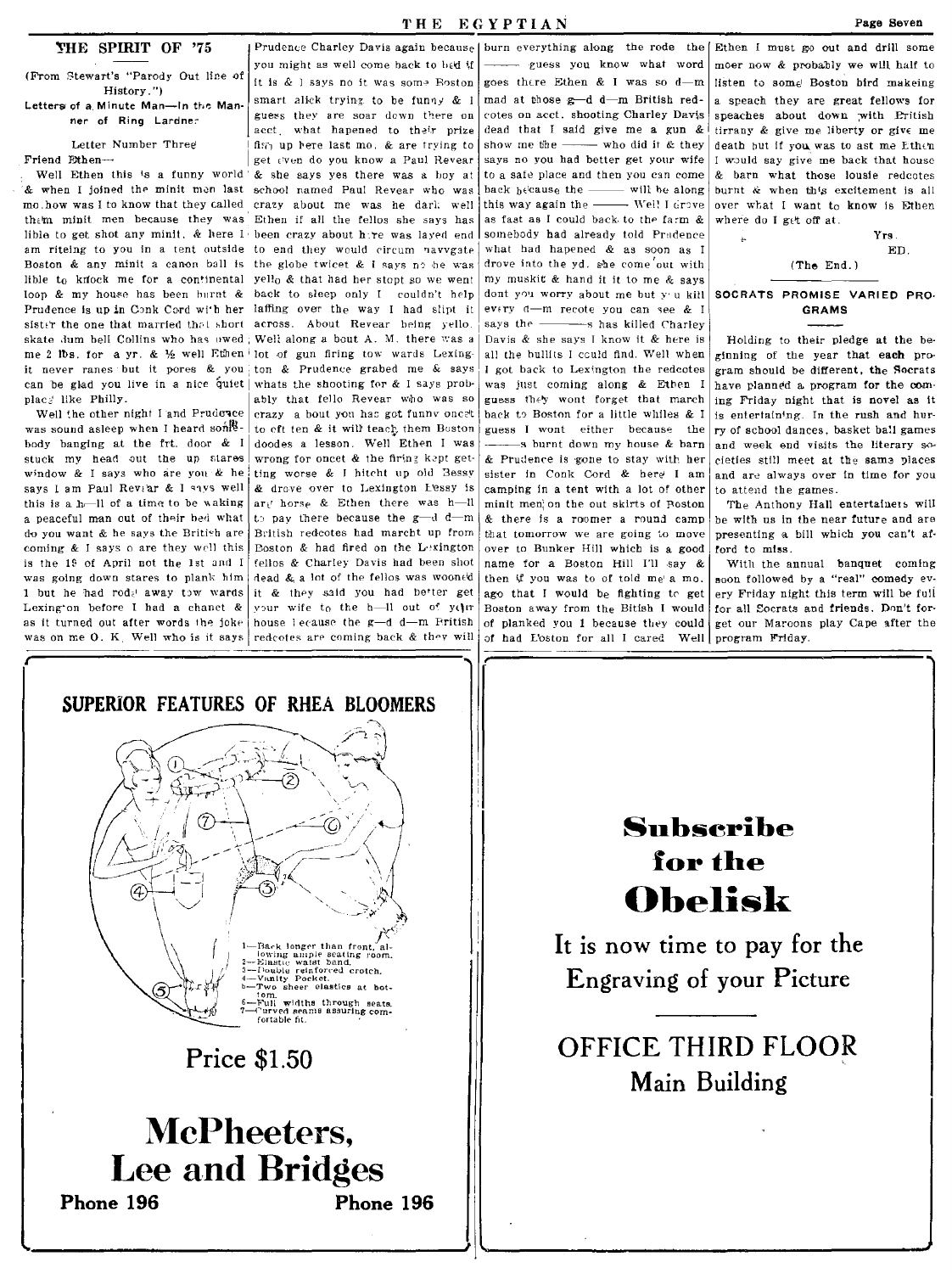## THE SPIRIT OF '75

(From Stewart's "Parody Out line of History.")

Letters of a Minute Man—In the Manner of Ring Lardner

Letter Number Three

Friend Ethen—

Well Ethen this is a funny world & when I joined the minit men last mo. how was I to know that they called them minit men because they was lible to get shot any minit, & here I am riteing to you in a tent outside Boston & any minit a canon ball is lible to knock me for a continental loop & my house has been burnt & Prudence is up in Conk Cord with her sister the one that married that short skate dum bell Collins who has owed me 2 lbs. for a yr. & ½ well Ethen it never ranes but it pores & you can be glad you live in a nice quiet place like Philly.

Well the other night I and Prudence was sound asleep when I heard somebody banging at the frt. door & I stuck my head out the up stares window & I says who are you & he says I am Paul Revear & I says well this is a h—ll of a time to be waking a peaceful man out of their bed what do you want & he says the British are coming & I says o are they well this is the 19 of April not the 1st and I was going down stares to plank him 1 but he had rode away tow wards Lexington before I had a chance & as it turned out after words the joke was on me O. K. Well who is it says Prudence Charley Davis again because you might as well come back to bed if it is & I says no it was some Boston smart alick trying to be funny & I guess they are soar down there on acct. what hapened to their prize fite up here last mo. & are trying to get even do you know a Paul Revear & she says yes there was a boy at school named Paul Revear who was crazy about me was he dark well Ethen if all the fellos she says has been crazy about here was layed end to end they would circum navygate the globe twicet & I says no he was yello & that had her stopt so we went back to sleep only I couldn't help laffing over the way I had slipt it across. About Revear being yello. Well along a bout A. M. there was a lot of gun firing tow wards Lexington & Prudence grabed me & says whats the shooting for & I says probably that fello Revear who was so crazy a bout you has got funny oncet to oft ten & it will teach them Boston doodes a lesson. Well Ethen I was wrong for oncet & the firing kept getting worse & I hitcht up old Bessy & drove over to Lexington Bessy is ary horse & Ethen there was h—ll to pay there because the g—d d—m British redcotes had marcht up from Boston & had fired on the Lexington fellos & Charley Davis had been shot dead & a lot of the fellos was woonded it & they said you had better get your wife to the h—ll out of your house because the g—d d—m British redcotes are coming back & they will burn everything along the rode the ——— guess you know what word goes there Ethen & I was so d—m mad at those g—d d—m British redcotes on acct. shooting Charley Davis dead that I said give me a gun & show me the ——— who did it & they says no you had better get your wife to a safe place and then you can come back because the ——— will be along this way again the ——— Well I drove as fast as I could back to the farm & somebody had already told Prudence what had hapened & as soon as I drove into the yd. she come out with my muskit & hand it it to me & says dont you worry about me but you kill every d—m recote you can see & I says the ———s has killed Charley Davis & she says I know it & here is all the bullits I could find. Well when I got back to Lexington the redcotes was just coming along & Ethen I guess they wont forget that march back to Boston for a little whiles & I guess I wont either because the ———s burnt down my house & barn & Prudence is gone to stay with her sister in Conk Cord & here I am camping in a tent with a lot of other minit men on the out skirts of Boston & there is a roomer a round camp that tomorrow we are going to move over to Bunker Hill which is a good name for a Boston Hill I'll say & then if you was to of told me a mo. ago that I would be fighting to get Boston away from the Bitish I would of planked you I because they could of had Boston for all I cared Well Ethen I must go out and drill some moer now & probably we will half to listen to some Boston bird makeing a speach they are great fellows for speaches about down with British tirrany & give me liberty or give me death but if you was to ast me Ethen I would say give me back that house & barn what those lousie redcotes burnt & when this excitement is all over what I want to know is Ethen where do I get off at.

Yrs.

ED.

(The End.)

## SOCRATS PROMISE VARIED PROGRAMS

Holding to their pledge at the beginning of the year that each program should be different, the Socrats have planned a program for the coming Friday night that is novel as it is entertaining. In the rush and hurry of school dances, basket ball games and week end visits the literary societies still meet at the same places and are always over in time for you to attend the games.

The Anthony Hall entertainers will be with us in the near future and are presenting a bill which you can't afford to miss.

With the annual banquet coming soon followed by a "real" comedy every Friday night this term will be full for all Socrats and friends. Don't forget our Maroons play Cape after the program Friday.

---

## SUPERIOR FEATURES OF RHEA BLOOMERS

1—Back longer than front, allowing ample seating room.
2—Elastic waist band.
3—Double reinforced crotch.
4—Vanity Pocket.
5—Two sheer elastics at bottom.
6—Full widths through seats.
7—Curved seams assuring comfortable fit.

**Price $1.50**

# McPheeters, Lee and Bridges

**Phone 196** **Phone 196**

---

# Subscribe for the Obelisk

It is now time to pay for the Engraving of your Picture

OFFICE THIRD FLOOR
Main Building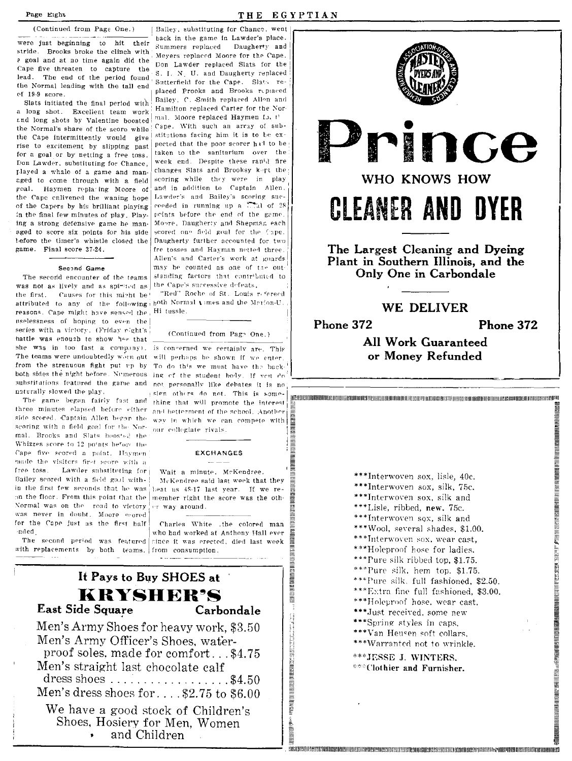(Continued from Page One.)

were just beginning to hit their stride. Brooks broke the clinch with a goal and at no time again did the Cape five threaten to capture the lead. The end of the period found the Normal leading with the tall end of 19-9 score.

Slats initiated the final period with a long shot. Excellent team work and long shots by Valentine boosted the Normal's share of the score while the Cape intermittently would give rise to excitement by slipping past for a goal or by netting a free toss. Don Lawder, substituting for Chance, played a whale of a game and managed to come through with a field goal. Haymen replacing Moore of the Cape enlivened the waning hope of the Capers by his brilliant playing in the final few minutes of play. Playing a strong defensive game he managed to score six points for his side before the timer's whistle closed the game. Final score 37-24.

### Second Game

The second encounter of the teams was not as lively and as spirited as the first. Causes for this might be attributed to any of the following reasons. Cape might have sensed the uselessness of hoping to even the series with a victory. (Friday night's battle was enough to show her that she was in too fast a company). The teams were undoubtedly worn out from the strenuous fight put up by both sides the night before. Numerous substitutions featured the game and naturally slowed the play.

The game began fairly fast and three minutes elapsed before either side scored. Captain Allen began the scoring with a field goal for the Normal. Brooks and Slats boosted the Whizzes score to 12 points before the Cape five scored a point. Haymen made the visitors first score with a free toss. Lawder substituting for Bailey scored with a field goal within the first few seconds that he was on the floor. From this point that the Normal was on the road to victory was never in doubt. Moore scored for the Cape just as the first half ended.

The second period was featured with replacements by both teams. Bailey, substituting for Chance, went back in the game in Lawder's place. Summers replaced Daugherty and Meyers replaced Moore for the Cape. Don Lawder replaced Slats for the S. I. N. U. and Daugherty replaced Sutterfield for the Cape. Slats replaced Brooks and Brooks replaced Bailey. C. Smith replaced Allen and Hamilton replaced Carter for the Normal. Moore replaced Haymen for the Cape. With such an array of substitutions facing him it is to be expected that the poor scorer had to be taken to the sanitarium over the week end. Despite these rapid fire changes Slats and Brooksy kept the scoring while they were in play and in addition to Captain Allen, Lawder's and Bailey's scoring succeeded in running up a total of 28 points before the end of the game. Moore, Daugherty and Shepman each scored one field goal for the Cape. Daugherty further accounted for two free tosses and Hayman netted three. Allen's and Carter's work at guards may be counted as one of the outstanding factors that contributed to the Cape's successive defeats.

"Red" Roche of St. Louis refereed both Normal games and the Marion-U. Hi tussle.

(Continued from Page One.)

is concerned we certainly are. This will perhaps be shown if we enter. To do this we must have the backing of the student body. If you do not personally like debates it is no sign others do not. This is something that will promote the interest and betterment of the school. Another way in which we can compete with our collegiate rivals.

### EXCHANGES

Wait a minute, McKendree.

McKendree said last week that they beat us 48-17 last year. If we remember right the score was the other way around.

Charles White, the colored man who had worked at Anthony Hall ever since it was erected, died last week from consumption.

---

## It Pays to Buy SHOES at

# KRYSHER'S

**East Side Square** **Carbondale**

Men's Army Shoes for heavy work, $3.50

Men's Army Officer's Shoes, waterproof soles, made for comfort . . . $4.75

Men's straight last chocolate calf dress shoes . . . . . . . . . . . . . . . . . $4.50

Men's dress shoes for . . . . $2.75 to $6.00

We have a good stock of Children's Shoes, Hosiery for Men, Women and Children

---

MEMBER NATIONAL ASSOCIATION DYERS AND CLEANERS — MASTER DYERS AND CLEANERS

# Prince

## WHO KNOWS HOW

# CLEANER AND DYER

**The Largest Cleaning and Dyeing Plant in Southern Illinois, and the Only One in Carbondale**

## WE DELIVER

**Phone 372** **Phone 372**

**All Work Guaranteed or Money Refunded**

---

***Interwoven sox, lisle, 40c.

***Interwoven sox, silk, 75c.

***Interwoven sox, silk and

***Lisle, ribbed, new. 75c.

***Interwoven sox, silk and

***Wool, several shades, $1.00.

***Interwoven sox, wear cast,

***Holeproof hose for ladies.

***Pure silk ribbed top, $1.75.

***Pure silk, hem top. $1.75.

***Pure silk, full fashioned, $2.50.

***Extra fine full fashioned, $3.00.

***Holeproof hose, wear cast.

***Just received, some new

***Spring styles in caps,

***Van Heusen soft collars,

***Warranted not to wrinkle.

***JESSE J. WINTERS.

***Clothier and Furnisher.